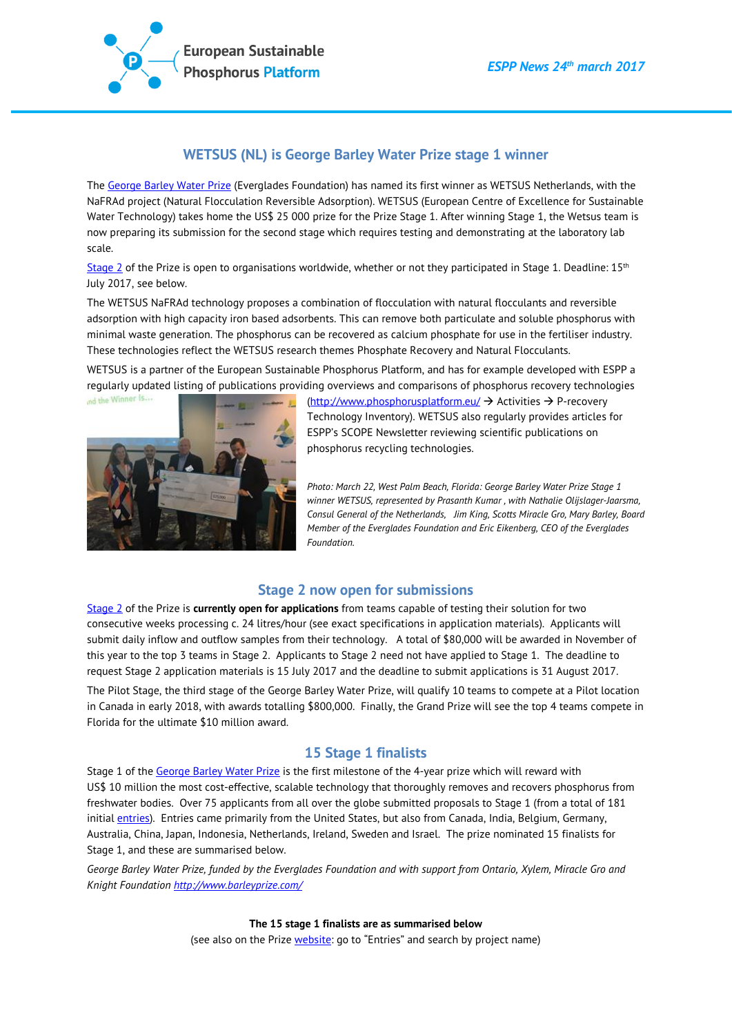European Sustainable Phosphorus Platform

*ESPP News 24th march 2017*

## WETSUS (NL) is George Barley Water Prize stage 1 winner

The George Barley Water Prize (Everglades Foundation) has named its first winner as WETSUS Netherlands, with the NaFRAd project (Natural Flocculation Reversible Adsorption). WETSUS (European Centre of Excellence for Sustainable Water Technology) takes home the US$ 25 000 prize for the Prize Stage 1. After winning Stage 1, the Wetsus team is now preparing its submission for the second stage which requires testing and demonstrating at the laboratory lab scale.

Stage 2 of the Prize is open to organisations worldwide, whether or not they participated in Stage 1. Deadline: 15th July 2017, see below.

The WETSUS NaFRAd technology proposes a combination of flocculation with natural flocculants and reversible adsorption with high capacity iron based adsorbents. This can remove both particulate and soluble phosphorus with minimal waste generation. The phosphorus can be recovered as calcium phosphate for use in the fertiliser industry. These technologies reflect the WETSUS research themes Phosphate Recovery and Natural Flocculants.

WETSUS is a partner of the European Sustainable Phosphorus Platform, and has for example developed with ESPP a regularly updated listing of publications providing overviews and comparisons of phosphorus recovery technologies (http://www.phosphorusplatform.eu/ → Activities → P-recovery Technology Inventory). WETSUS also regularly provides articles for ESPP's SCOPE Newsletter reviewing scientific publications on phosphorus recycling technologies.

*Photo: March 22, West Palm Beach, Florida: George Barley Water Prize Stage 1 winner WETSUS, represented by Prasanth Kumar , with Nathalie Olijslager-Jaarsma, Consul General of the Netherlands, Jim King, Scotts Miracle Gro, Mary Barley, Board Member of the Everglades Foundation and Eric Eikenberg, CEO of the Everglades Foundation.*

## Stage 2 now open for submissions

Stage 2 of the Prize is **currently open for applications** from teams capable of testing their solution for two consecutive weeks processing c. 24 litres/hour (see exact specifications in application materials). Applicants will submit daily inflow and outflow samples from their technology. A total of $80,000 will be awarded in November of this year to the top 3 teams in Stage 2. Applicants to Stage 2 need not have applied to Stage 1. The deadline to request Stage 2 application materials is 15 July 2017 and the deadline to submit applications is 31 August 2017.

The Pilot Stage, the third stage of the George Barley Water Prize, will qualify 10 teams to compete at a Pilot location in Canada in early 2018, with awards totalling $800,000. Finally, the Grand Prize will see the top 4 teams compete in Florida for the ultimate $10 million award.

## 15 Stage 1 finalists

Stage 1 of the George Barley Water Prize is the first milestone of the 4-year prize which will reward with US$ 10 million the most cost-effective, scalable technology that thoroughly removes and recovers phosphorus from freshwater bodies. Over 75 applicants from all over the globe submitted proposals to Stage 1 (from a total of 181 initial entries). Entries came primarily from the United States, but also from Canada, India, Belgium, Germany, Australia, China, Japan, Indonesia, Netherlands, Ireland, Sweden and Israel. The prize nominated 15 finalists for Stage 1, and these are summarised below.

*George Barley Water Prize, funded by the Everglades Foundation and with support from Ontario, Xylem, Miracle Gro and Knight Foundation http://www.barleyprize.com/*

**The 15 stage 1 finalists are as summarised below**

(see also on the Prize website: go to "Entries" and search by project name)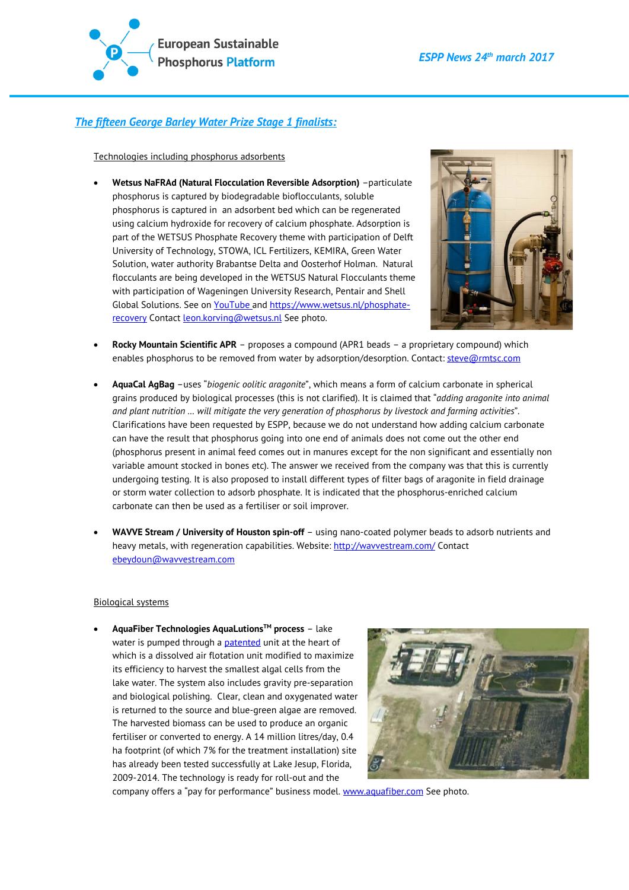## *The fifteen George Barley Water Prize Stage 1 finalists:*

Technologies including phosphorus adsorbents

- **Wetsus NaFRAd (Natural Flocculation Reversible Adsorption)** –particulate phosphorus is captured by biodegradable bioflocculants, soluble phosphorus is captured in an adsorbent bed which can be regenerated using calcium hydroxide for recovery of calcium phosphate. Adsorption is part of the WETSUS Phosphate Recovery theme with participation of Delft University of Technology, STOWA, ICL Fertilizers, KEMIRA, Green Water Solution, water authority Brabantse Delta and Oosterhof Holman. Natural flocculants are being developed in the WETSUS Natural Flocculants theme with participation of Wageningen University Research, Pentair and Shell Global Solutions. See on YouTube and https://www.wetsus.nl/phosphate-recovery Contact leon.korving@wetsus.nl See photo.

- **Rocky Mountain Scientific APR** – proposes a compound (APR1 beads – a proprietary compound) which enables phosphorus to be removed from water by adsorption/desorption. Contact: steve@rmtsc.com

- **AquaCal AgBag** –uses "*biogenic oolitic aragonite*", which means a form of calcium carbonate in spherical grains produced by biological processes (this is not clarified). It is claimed that "*adding aragonite into animal and plant nutrition … will mitigate the very generation of phosphorus by livestock and farming activities*". Clarifications have been requested by ESPP, because we do not understand how adding calcium carbonate can have the result that phosphorus going into one end of animals does not come out the other end (phosphorus present in animal feed comes out in manures except for the non significant and essentially non variable amount stocked in bones etc). The answer we received from the company was that this is currently undergoing testing. It is also proposed to install different types of filter bags of aragonite in field drainage or storm water collection to adsorb phosphate. It is indicated that the phosphorus-enriched calcium carbonate can then be used as a fertiliser or soil improver.

- **WAVVE Stream / University of Houston spin-off** – using nano-coated polymer beads to adsorb nutrients and heavy metals, with regeneration capabilities. Website: http://wavvestream.com/ Contact ebeydoun@wavvestream.com

Biological systems

- **AquaFiber Technologies AquaLutions$^{TM}$ process** – lake water is pumped through a patented unit at the heart of which is a dissolved air flotation unit modified to maximize its efficiency to harvest the smallest algal cells from the lake water. The system also includes gravity pre-separation and biological polishing. Clear, clean and oxygenated water is returned to the source and blue-green algae are removed. The harvested biomass can be used to produce an organic fertiliser or converted to energy. A 14 million litres/day, 0.4 ha footprint (of which 7% for the treatment installation) site has already been tested successfully at Lake Jesup, Florida, 2009-2014. The technology is ready for roll-out and the company offers a "pay for performance" business model. www.aquafiber.com See photo.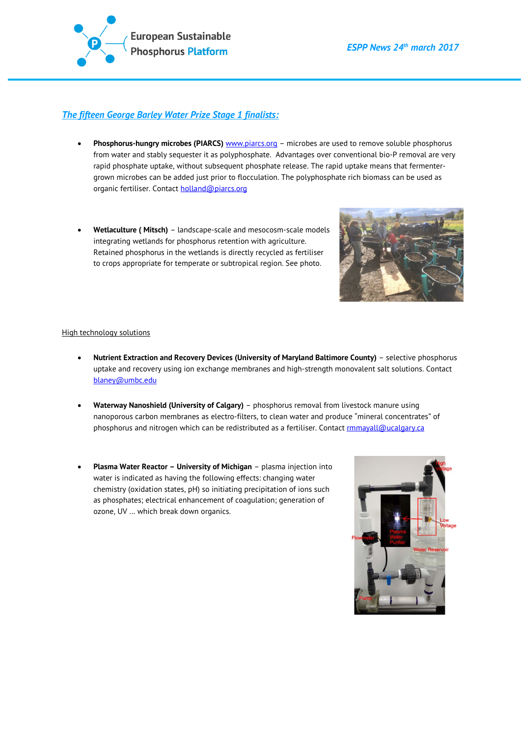## *The fifteen George Barley Water Prize Stage 1 finalists:*

- **Phosphorus-hungry microbes (PIARCS)** www.piarcs.org – microbes are used to remove soluble phosphorus from water and stably sequester it as polyphosphate. Advantages over conventional bio-P removal are very rapid phosphate uptake, without subsequent phosphate release. The rapid uptake means that fermenter-grown microbes can be added just prior to flocculation. The polyphosphate rich biomass can be used as organic fertiliser. Contact holland@piarcs.org

- **Wetlaculture ( Mitsch)** – landscape-scale and mesocosm-scale models integrating wetlands for phosphorus retention with agriculture. Retained phosphorus in the wetlands is directly recycled as fertiliser to crops appropriate for temperate or subtropical region. See photo.

High technology solutions

- **Nutrient Extraction and Recovery Devices (University of Maryland Baltimore County)** – selective phosphorus uptake and recovery using ion exchange membranes and high-strength monovalent salt solutions. Contact blaney@umbc.edu

- **Waterway Nanoshield (University of Calgary)** – phosphorus removal from livestock manure using nanoporous carbon membranes as electro-filters, to clean water and produce "mineral concentrates" of phosphorus and nitrogen which can be redistributed as a fertiliser. Contact rmmayall@ucalgary.ca

- **Plasma Water Reactor – University of Michigan** – plasma injection into water is indicated as having the following effects: changing water chemistry (oxidation states, pH) so initiating precipitation of ions such as phosphates; electrical enhancement of coagulation; generation of ozone, UV … which break down organics.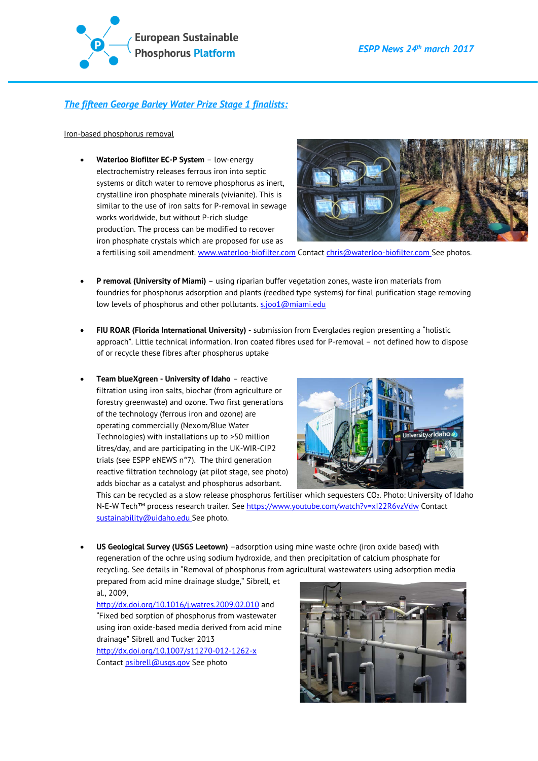## *The fifteen George Barley Water Prize Stage 1 finalists:*

Iron-based phosphorus removal

- **Waterloo Biofilter EC-P System** – low-energy electrochemistry releases ferrous iron into septic systems or ditch water to remove phosphorus as inert, crystalline iron phosphate minerals (vivianite). This is similar to the use of iron salts for P-removal in sewage works worldwide, but without P-rich sludge production. The process can be modified to recover iron phosphate crystals which are proposed for use as a fertilising soil amendment. www.waterloo-biofilter.com Contact chris@waterloo-biofilter.com See photos.

- **P removal (University of Miami)** – using riparian buffer vegetation zones, waste iron materials from foundries for phosphorus adsorption and plants (reedbed type systems) for final purification stage removing low levels of phosphorus and other pollutants. s.joo1@miami.edu

- **FIU ROAR (Florida International University)** - submission from Everglades region presenting a "holistic approach". Little technical information. Iron coated fibres used for P-removal – not defined how to dispose of or recycle these fibres after phosphorus uptake

- **Team blueXgreen - University of Idaho** – reactive filtration using iron salts, biochar (from agriculture or forestry greenwaste) and ozone. Two first generations of the technology (ferrous iron and ozone) are operating commercially (Nexom/Blue Water Technologies) with installations up to >50 million litres/day, and are participating in the UK-WIR-CIP2 trials (see ESPP eNEWS n°7). The third generation reactive filtration technology (at pilot stage, see photo) adds biochar as a catalyst and phosphorus adsorbant. This can be recycled as a slow release phosphorus fertiliser which sequesters $CO_2$. Photo: University of Idaho N-E-W Tech™ process research trailer. See https://www.youtube.com/watch?v=xI22R6vzVdw Contact sustainability@uidaho.edu See photo.

- **US Geological Survey (USGS Leetown)** –adsorption using mine waste ochre (iron oxide based) with regeneration of the ochre using sodium hydroxide, and then precipitation of calcium phosphate for recycling. See details in "Removal of phosphorus from agricultural wastewaters using adsorption media prepared from acid mine drainage sludge," Sibrell, et al., 2009, http://dx.doi.org/10.1016/j.watres.2009.02.010 and "Fixed bed sorption of phosphorus from wastewater using iron oxide-based media derived from acid mine drainage" Sibrell and Tucker 2013 http://dx.doi.org/10.1007/s11270-012-1262-x Contact psibrell@usgs.gov See photo